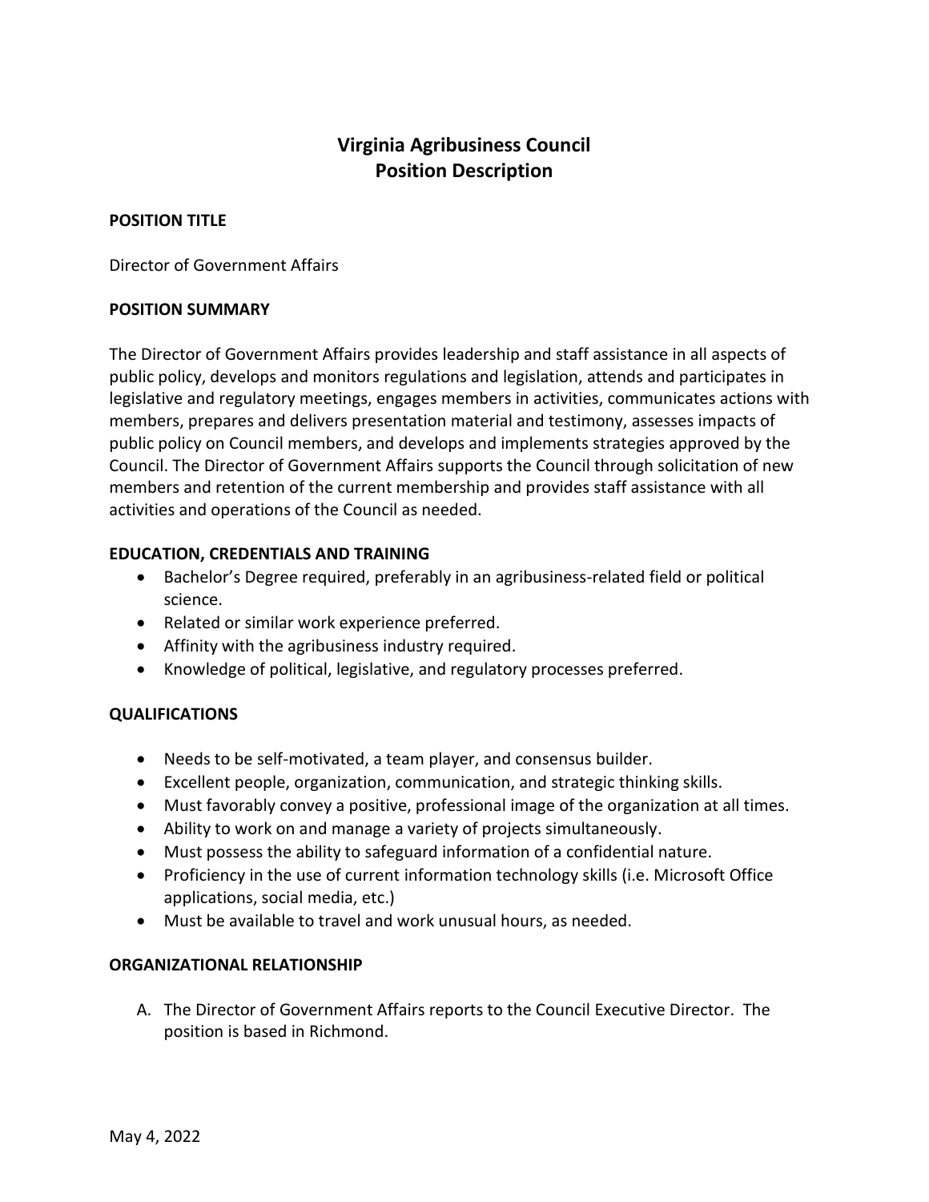# Virginia Agribusiness Council
# Position Description

## POSITION TITLE

Director of Government Affairs

## POSITION SUMMARY

The Director of Government Affairs provides leadership and staff assistance in all aspects of public policy, develops and monitors regulations and legislation, attends and participates in legislative and regulatory meetings, engages members in activities, communicates actions with members, prepares and delivers presentation material and testimony, assesses impacts of public policy on Council members, and develops and implements strategies approved by the Council. The Director of Government Affairs supports the Council through solicitation of new members and retention of the current membership and provides staff assistance with all activities and operations of the Council as needed.

## EDUCATION, CREDENTIALS AND TRAINING

- Bachelor's Degree required, preferably in an agribusiness-related field or political science.
- Related or similar work experience preferred.
- Affinity with the agribusiness industry required.
- Knowledge of political, legislative, and regulatory processes preferred.

## QUALIFICATIONS

- Needs to be self-motivated, a team player, and consensus builder.
- Excellent people, organization, communication, and strategic thinking skills.
- Must favorably convey a positive, professional image of the organization at all times.
- Ability to work on and manage a variety of projects simultaneously.
- Must possess the ability to safeguard information of a confidential nature.
- Proficiency in the use of current information technology skills (i.e. Microsoft Office applications, social media, etc.)
- Must be available to travel and work unusual hours, as needed.

## ORGANIZATIONAL RELATIONSHIP

A. The Director of Government Affairs reports to the Council Executive Director. The position is based in Richmond.

May 4, 2022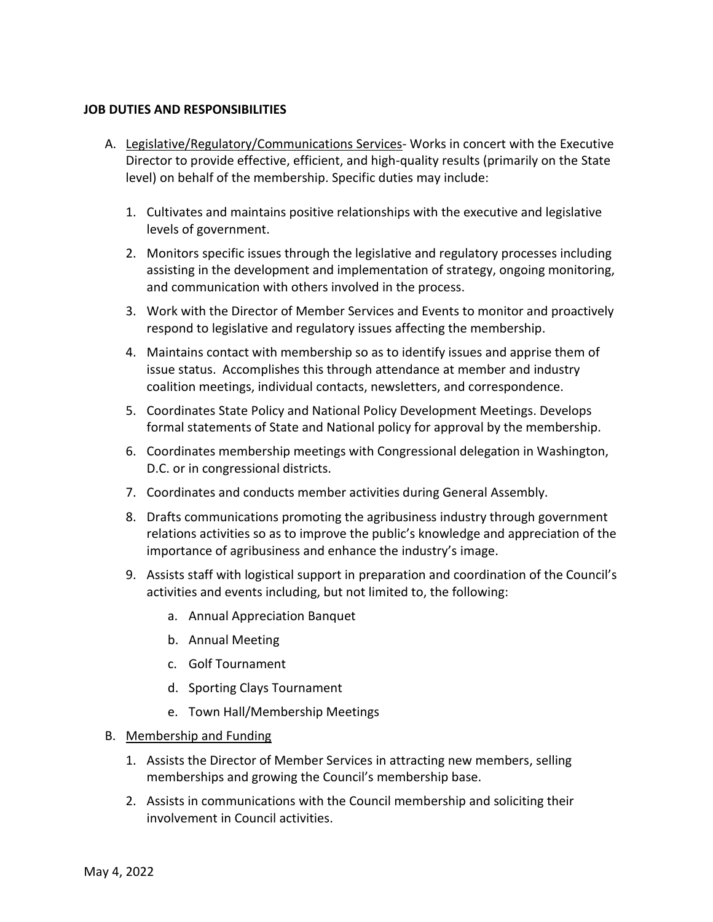**JOB DUTIES AND RESPONSIBILITIES**

A. Legislative/Regulatory/Communications Services- Works in concert with the Executive Director to provide effective, efficient, and high-quality results (primarily on the State level) on behalf of the membership. Specific duties may include:

   1. Cultivates and maintains positive relationships with the executive and legislative levels of government.
   2. Monitors specific issues through the legislative and regulatory processes including assisting in the development and implementation of strategy, ongoing monitoring, and communication with others involved in the process.
   3. Work with the Director of Member Services and Events to monitor and proactively respond to legislative and regulatory issues affecting the membership.
   4. Maintains contact with membership so as to identify issues and apprise them of issue status. Accomplishes this through attendance at member and industry coalition meetings, individual contacts, newsletters, and correspondence.
   5. Coordinates State Policy and National Policy Development Meetings. Develops formal statements of State and National policy for approval by the membership.
   6. Coordinates membership meetings with Congressional delegation in Washington, D.C. or in congressional districts.
   7. Coordinates and conducts member activities during General Assembly.
   8. Drafts communications promoting the agribusiness industry through government relations activities so as to improve the public's knowledge and appreciation of the importance of agribusiness and enhance the industry's image.
   9. Assists staff with logistical support in preparation and coordination of the Council's activities and events including, but not limited to, the following:
      a. Annual Appreciation Banquet
      b. Annual Meeting
      c. Golf Tournament
      d. Sporting Clays Tournament
      e. Town Hall/Membership Meetings

B. Membership and Funding

   1. Assists the Director of Member Services in attracting new members, selling memberships and growing the Council's membership base.
   2. Assists in communications with the Council membership and soliciting their involvement in Council activities.

May 4, 2022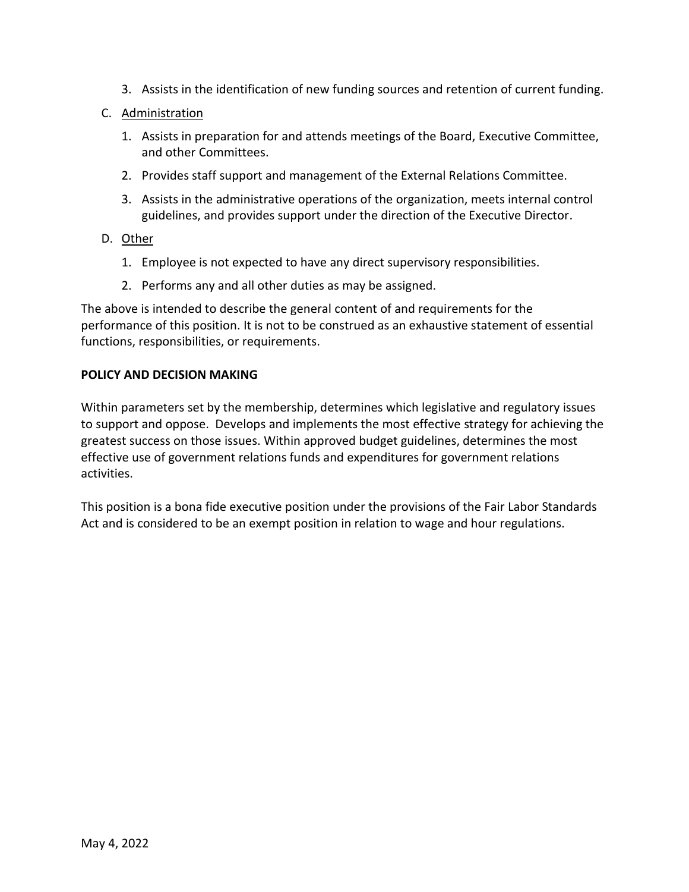3. Assists in the identification of new funding sources and retention of current funding.

C. <u>Administration</u>

1. Assists in preparation for and attends meetings of the Board, Executive Committee, and other Committees.
2. Provides staff support and management of the External Relations Committee.
3. Assists in the administrative operations of the organization, meets internal control guidelines, and provides support under the direction of the Executive Director.

D. <u>Other</u>

1. Employee is not expected to have any direct supervisory responsibilities.
2. Performs any and all other duties as may be assigned.

The above is intended to describe the general content of and requirements for the performance of this position. It is not to be construed as an exhaustive statement of essential functions, responsibilities, or requirements.

**POLICY AND DECISION MAKING**

Within parameters set by the membership, determines which legislative and regulatory issues to support and oppose. Develops and implements the most effective strategy for achieving the greatest success on those issues. Within approved budget guidelines, determines the most effective use of government relations funds and expenditures for government relations activities.

This position is a bona fide executive position under the provisions of the Fair Labor Standards Act and is considered to be an exempt position in relation to wage and hour regulations.

May 4, 2022